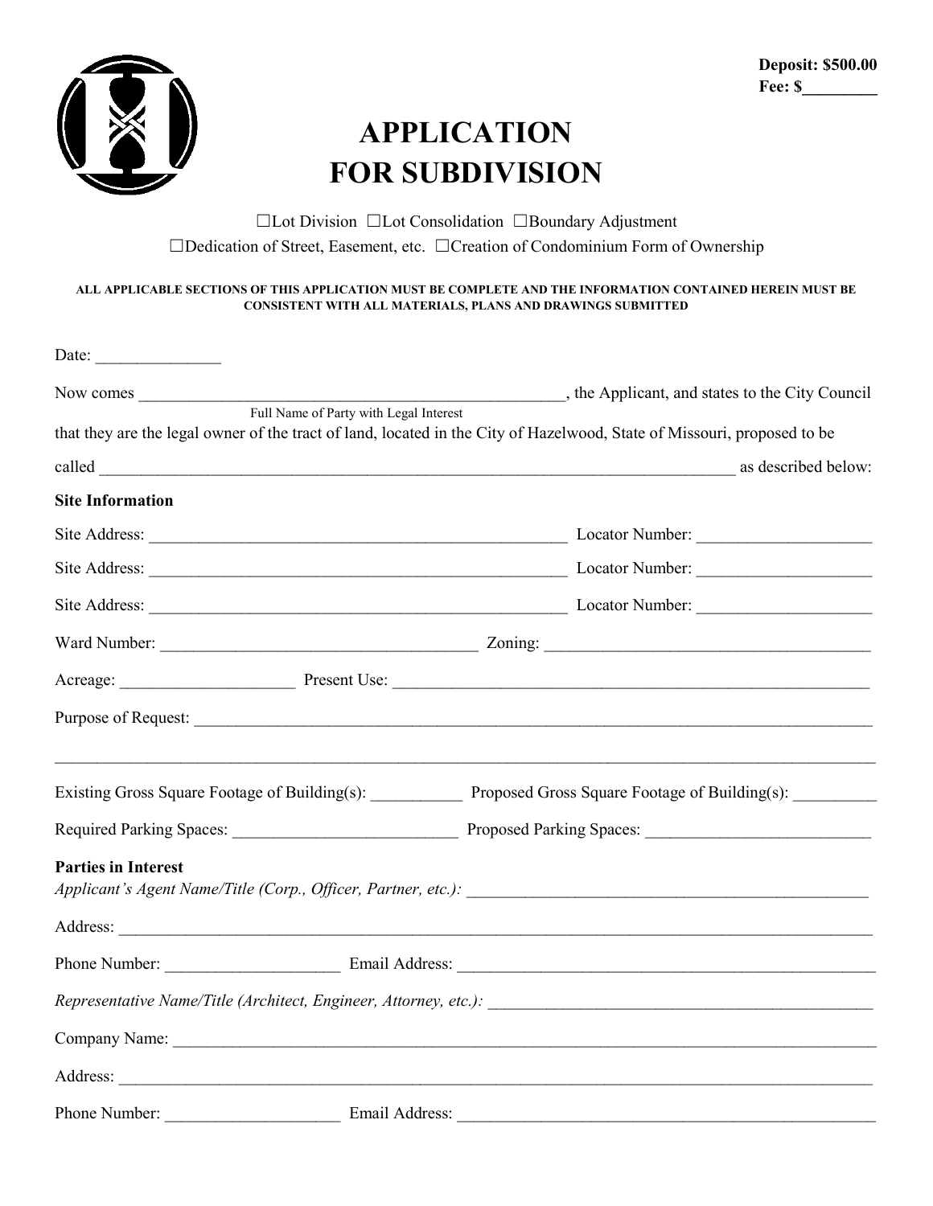**Deposit: $500.00**
**Fee: $________**

# APPLICATION FOR SUBDIVISION

☐Lot Division ☐Lot Consolidation ☐Boundary Adjustment
☐Dedication of Street, Easement, etc. ☐Creation of Condominium Form of Ownership

**ALL APPLICABLE SECTIONS OF THIS APPLICATION MUST BE COMPLETE AND THE INFORMATION CONTAINED HEREIN MUST BE CONSISTENT WITH ALL MATERIALS, PLANS AND DRAWINGS SUBMITTED**

Date: _______________

Now comes _____________________________________________________, the Applicant, and states to the City Council
Full Name of Party with Legal Interest
that they are the legal owner of the tract of land, located in the City of Hazelwood, State of Missouri, proposed to be called _________________________________________________________________________________ as described below:

**Site Information**

Site Address: _____________________________________________________ Locator Number: _____________________

Site Address: _____________________________________________________ Locator Number: _____________________

Site Address: _____________________________________________________ Locator Number: _____________________

Ward Number: ______________________________________ Zoning: ________________________________________

Acreage: _____________________ Present Use: ____________________________________________________________

Purpose of Request: _________________________________________________________________________________

_______________________________________________________________________________________________

Existing Gross Square Footage of Building(s): ___________ Proposed Gross Square Footage of Building(s): __________

Required Parking Spaces: ___________________________ Proposed Parking Spaces: ___________________________

**Parties in Interest**

*Applicant's Agent Name/Title (Corp., Officer, Partner, etc.):* ________________________________________________

Address: _______________________________________________________________________________________

Phone Number: _____________________ Email Address: ___________________________________________________

*Representative Name/Title (Architect, Engineer, Attorney, etc.):* _____________________________________________

Company Name: ___________________________________________________________________________________

Address: _______________________________________________________________________________________

Phone Number: _____________________ Email Address: ___________________________________________________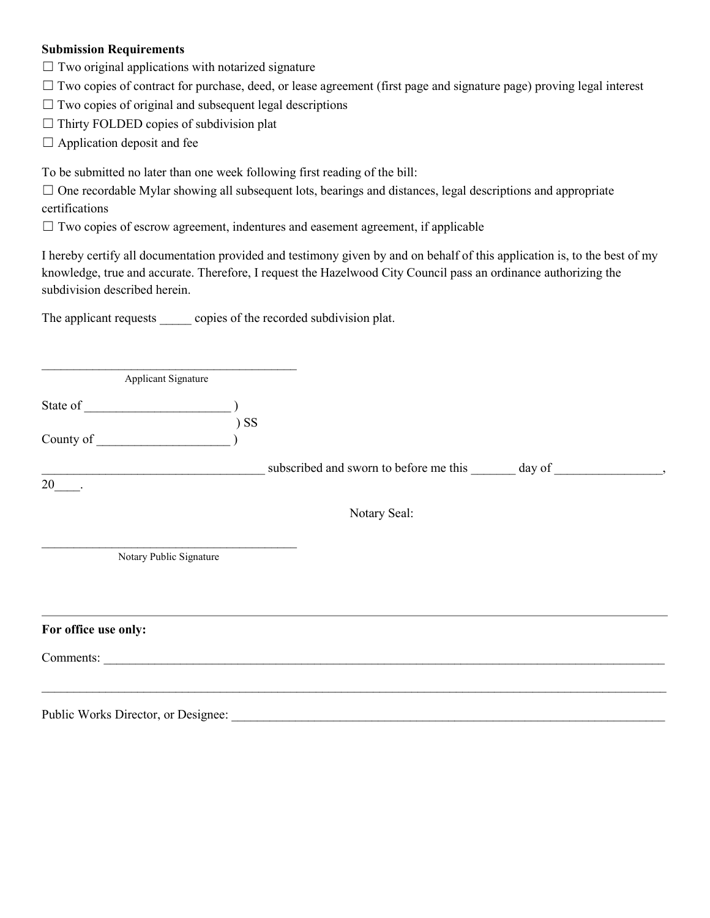**Submission Requirements**

☐ Two original applications with notarized signature
☐ Two copies of contract for purchase, deed, or lease agreement (first page and signature page) proving legal interest
☐ Two copies of original and subsequent legal descriptions
☐ Thirty FOLDED copies of subdivision plat
☐ Application deposit and fee

To be submitted no later than one week following first reading of the bill:

☐ One recordable Mylar showing all subsequent lots, bearings and distances, legal descriptions and appropriate certifications
☐ Two copies of escrow agreement, indentures and easement agreement, if applicable

I hereby certify all documentation provided and testimony given by and on behalf of this application is, to the best of my knowledge, true and accurate. Therefore, I request the Hazelwood City Council pass an ordinance authorizing the subdivision described herein.

The applicant requests _____ copies of the recorded subdivision plat.

__________________________________________
Applicant Signature

State of _______________________ )
) SS
County of ____________________ )

___________________________________ subscribed and sworn to before me this _______ day of ________________, 20____.

Notary Seal:

__________________________________________
Notary Public Signature

---

**For office use only:**

Comments: ________________________________________________________________________________

______________________________________________________________________________________________

Public Works Director, or Designee: ______________________________________________________________